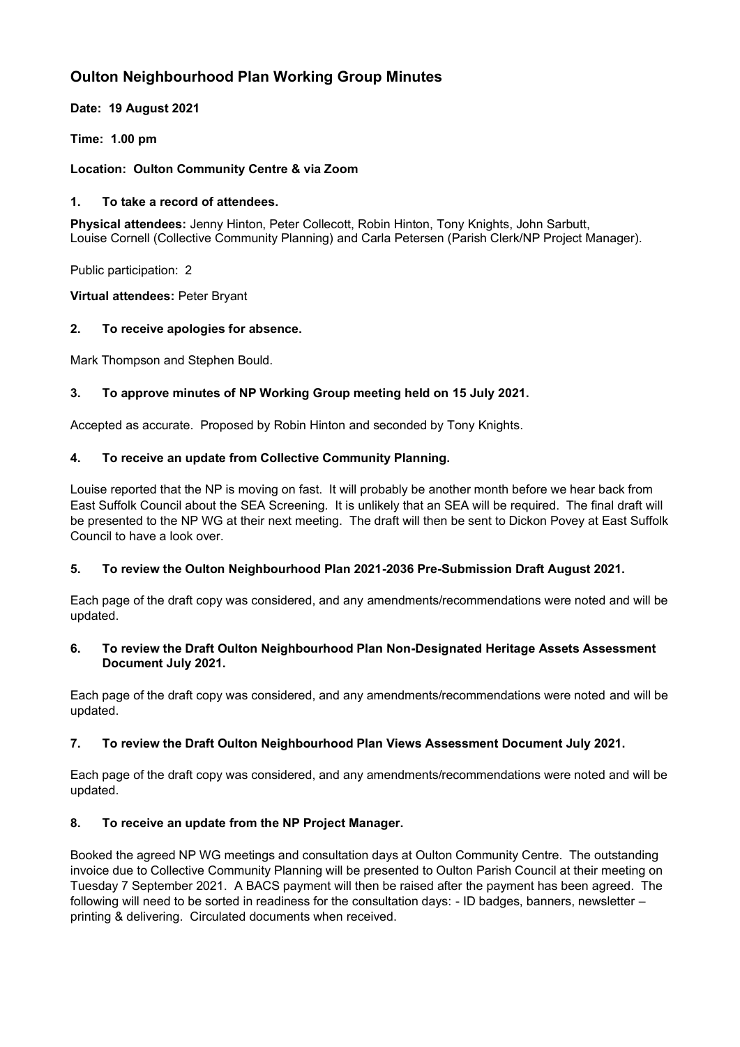# Oulton Neighbourhood Plan Working Group Minutes

**Date: 19 August 2021**

**Time: 1.00 pm**

**Location: Oulton Community Centre & via Zoom**

### 1. To take a record of attendees.

**Physical attendees:** Jenny Hinton, Peter Collecott, Robin Hinton, Tony Knights, John Sarbutt, Louise Cornell (Collective Community Planning) and Carla Petersen (Parish Clerk/NP Project Manager).

Public participation: 2

**Virtual attendees:** Peter Bryant

### 2. To receive apologies for absence.

Mark Thompson and Stephen Bould.

### 3. To approve minutes of NP Working Group meeting held on 15 July 2021.

Accepted as accurate. Proposed by Robin Hinton and seconded by Tony Knights.

### 4. To receive an update from Collective Community Planning.

Louise reported that the NP is moving on fast. It will probably be another month before we hear back from East Suffolk Council about the SEA Screening. It is unlikely that an SEA will be required. The final draft will be presented to the NP WG at their next meeting. The draft will then be sent to Dickon Povey at East Suffolk Council to have a look over.

### 5. To review the Oulton Neighbourhood Plan 2021-2036 Pre-Submission Draft August 2021.

Each page of the draft copy was considered, and any amendments/recommendations were noted and will be updated.

### 6. To review the Draft Oulton Neighbourhood Plan Non-Designated Heritage Assets Assessment Document July 2021.

Each page of the draft copy was considered, and any amendments/recommendations were noted and will be updated.

### 7. To review the Draft Oulton Neighbourhood Plan Views Assessment Document July 2021.

Each page of the draft copy was considered, and any amendments/recommendations were noted and will be updated.

### 8. To receive an update from the NP Project Manager.

Booked the agreed NP WG meetings and consultation days at Oulton Community Centre. The outstanding invoice due to Collective Community Planning will be presented to Oulton Parish Council at their meeting on Tuesday 7 September 2021. A BACS payment will then be raised after the payment has been agreed. The following will need to be sorted in readiness for the consultation days: - ID badges, banners, newsletter – printing & delivering. Circulated documents when received.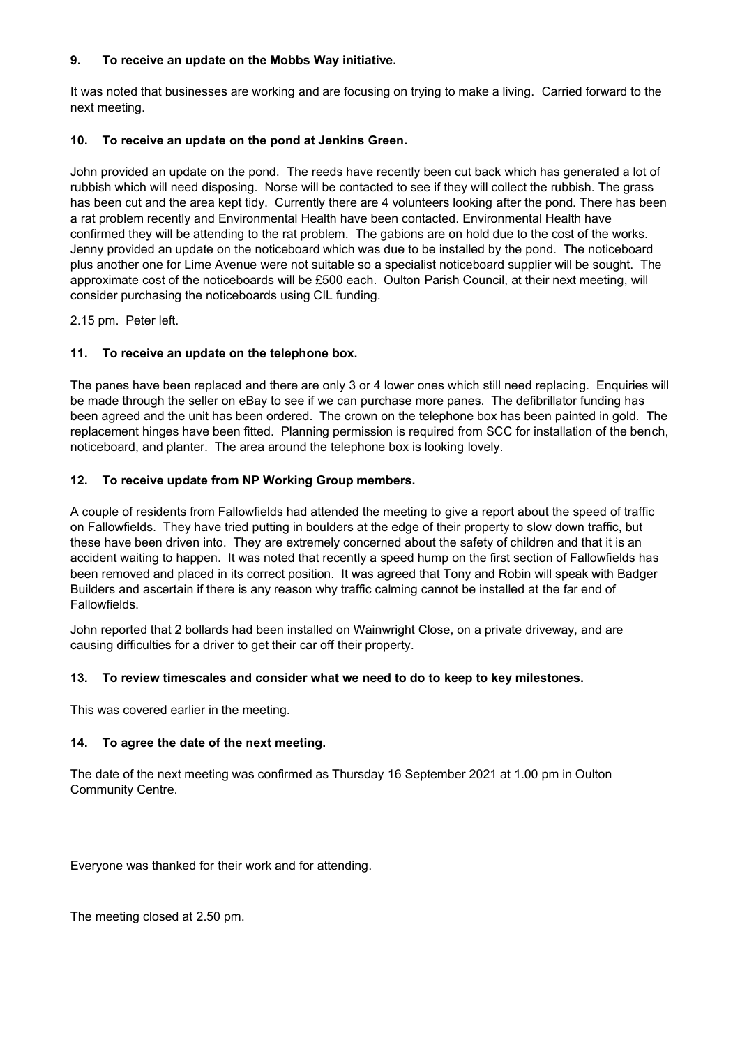### 9. To receive an update on the Mobbs Way initiative.

It was noted that businesses are working and are focusing on trying to make a living. Carried forward to the next meeting.

### 10. To receive an update on the pond at Jenkins Green.

John provided an update on the pond. The reeds have recently been cut back which has generated a lot of rubbish which will need disposing. Norse will be contacted to see if they will collect the rubbish. The grass has been cut and the area kept tidy. Currently there are 4 volunteers looking after the pond. There has been a rat problem recently and Environmental Health have been contacted. Environmental Health have confirmed they will be attending to the rat problem. The gabions are on hold due to the cost of the works. Jenny provided an update on the noticeboard which was due to be installed by the pond. The noticeboard plus another one for Lime Avenue were not suitable so a specialist noticeboard supplier will be sought. The approximate cost of the noticeboards will be £500 each. Oulton Parish Council, at their next meeting, will consider purchasing the noticeboards using CIL funding.

2.15 pm. Peter left.

### 11. To receive an update on the telephone box.

The panes have been replaced and there are only 3 or 4 lower ones which still need replacing. Enquiries will be made through the seller on eBay to see if we can purchase more panes. The defibrillator funding has been agreed and the unit has been ordered. The crown on the telephone box has been painted in gold. The replacement hinges have been fitted. Planning permission is required from SCC for installation of the bench, noticeboard, and planter. The area around the telephone box is looking lovely.

### 12. To receive update from NP Working Group members.

A couple of residents from Fallowfields had attended the meeting to give a report about the speed of traffic on Fallowfields. They have tried putting in boulders at the edge of their property to slow down traffic, but these have been driven into. They are extremely concerned about the safety of children and that it is an accident waiting to happen. It was noted that recently a speed hump on the first section of Fallowfields has been removed and placed in its correct position. It was agreed that Tony and Robin will speak with Badger Builders and ascertain if there is any reason why traffic calming cannot be installed at the far end of Fallowfields.

John reported that 2 bollards had been installed on Wainwright Close, on a private driveway, and are causing difficulties for a driver to get their car off their property.

### 13. To review timescales and consider what we need to do to keep to key milestones.

This was covered earlier in the meeting.

### 14. To agree the date of the next meeting.

The date of the next meeting was confirmed as Thursday 16 September 2021 at 1.00 pm in Oulton Community Centre.

Everyone was thanked for their work and for attending.

The meeting closed at 2.50 pm.